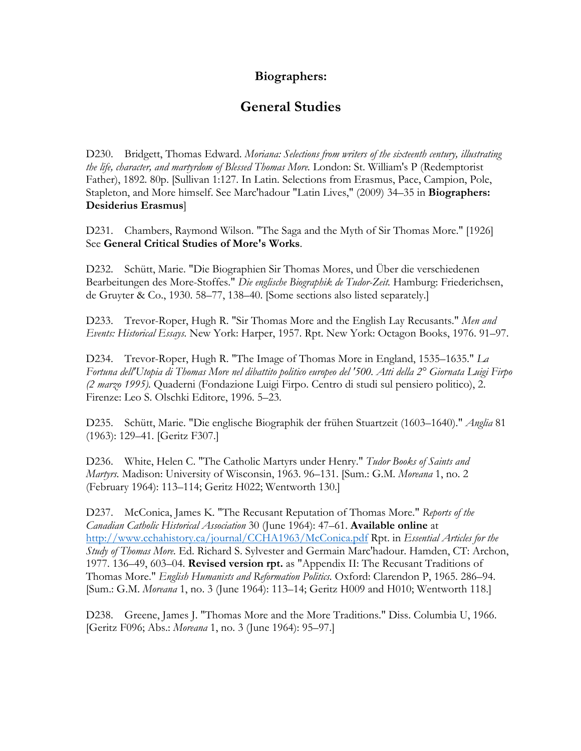# Biographers:

## General Studies

D230. Bridgett, Thomas Edward. *Moriana: Selections from writers of the sixteenth century, illustrating the life, character, and martyrdom of Blessed Thomas More.* London: St. William's P (Redemptorist Father), 1892. 80p. [Sullivan 1:127. In Latin. Selections from Erasmus, Pace, Campion, Pole, Stapleton, and More himself. See Marc'hadour "Latin Lives," (2009) 34–35 in **Biographers: Desiderius Erasmus**]

D231. Chambers, Raymond Wilson. "The Saga and the Myth of Sir Thomas More." [1926] See **General Critical Studies of More's Works**.

D232. Schütt, Marie. "Die Biographien Sir Thomas Mores, und Über die verschiedenen Bearbeitungen des More-Stoffes." *Die englische Biographik de Tudor-Zeit.* Hamburg: Friederichsen, de Gruyter & Co., 1930. 58–77, 138–40. [Some sections also listed separately.]

D233. Trevor-Roper, Hugh R. "Sir Thomas More and the English Lay Recusants." *Men and Events: Historical Essays.* New York: Harper, 1957. Rpt. New York: Octagon Books, 1976. 91–97.

D234. Trevor-Roper, Hugh R. "The Image of Thomas More in England, 1535–1635." *La Fortuna dell'Utopia di Thomas More nel dibattito politico europeo del '500. Atti della 2° Giornata Luigi Firpo (2 marzo 1995).* Quaderni (Fondazione Luigi Firpo. Centro di studi sul pensiero politico), 2. Firenze: Leo S. Olschki Editore, 1996. 5–23.

D235. Schütt, Marie. "Die englische Biographik der frühen Stuartzeit (1603–1640)." *Anglia* 81 (1963): 129–41. [Geritz F307.]

D236. White, Helen C. "The Catholic Martyrs under Henry." *Tudor Books of Saints and Martyrs.* Madison: University of Wisconsin, 1963. 96–131. [Sum.: G.M. *Moreana* 1, no. 2 (February 1964): 113–114; Geritz H022; Wentworth 130.]

D237. McConica, James K. "The Recusant Reputation of Thomas More." *Reports of the Canadian Catholic Historical Association* 30 (June 1964): 47–61. **Available online** at http://www.cchahistory.ca/journal/CCHA1963/McConica.pdf Rpt. in *Essential Articles for the Study of Thomas More.* Ed. Richard S. Sylvester and Germain Marc'hadour. Hamden, CT: Archon, 1977. 136–49, 603–04. **Revised version rpt.** as "Appendix II: The Recusant Traditions of Thomas More." *English Humanists and Reformation Politics.* Oxford: Clarendon P, 1965. 286–94. [Sum.: G.M. *Moreana* 1, no. 3 (June 1964): 113–14; Geritz H009 and H010; Wentworth 118.]

D238. Greene, James J. "Thomas More and the More Traditions." Diss. Columbia U, 1966. [Geritz F096; Abs.: *Moreana* 1, no. 3 (June 1964): 95–97.]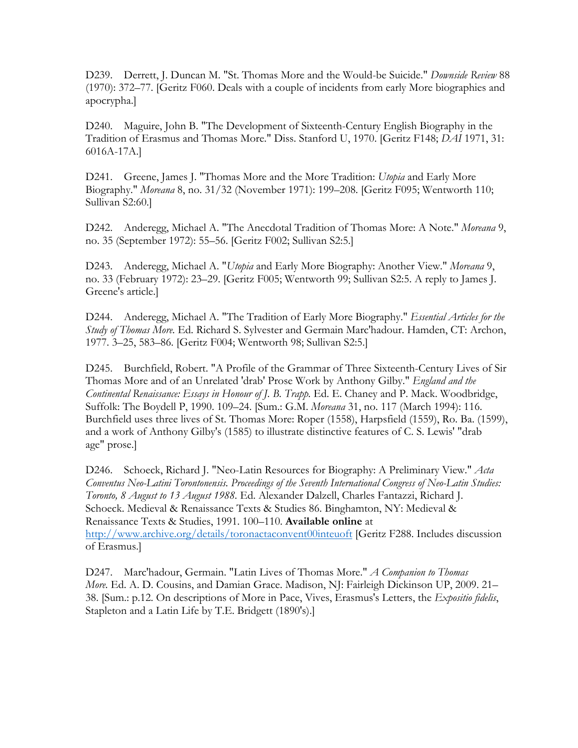D239. Derrett, J. Duncan M. "St. Thomas More and the Would-be Suicide." *Downside Review* 88 (1970): 372–77. [Geritz F060. Deals with a couple of incidents from early More biographies and apocrypha.]

D240. Maguire, John B. "The Development of Sixteenth-Century English Biography in the Tradition of Erasmus and Thomas More." Diss. Stanford U, 1970. [Geritz F148; *DAI* 1971, 31: 6016A-17A.]

D241. Greene, James J. "Thomas More and the More Tradition: *Utopia* and Early More Biography." *Moreana* 8, no. 31/32 (November 1971): 199–208. [Geritz F095; Wentworth 110; Sullivan S2:60.]

D242. Anderegg, Michael A. "The Anecdotal Tradition of Thomas More: A Note." *Moreana* 9, no. 35 (September 1972): 55–56. [Geritz F002; Sullivan S2:5.]

D243. Anderegg, Michael A. "*Utopia* and Early More Biography: Another View." *Moreana* 9, no. 33 (February 1972): 23–29. [Geritz F005; Wentworth 99; Sullivan S2:5. A reply to James J. Greene's article.]

D244. Anderegg, Michael A. "The Tradition of Early More Biography." *Essential Articles for the Study of Thomas More.* Ed. Richard S. Sylvester and Germain Marc'hadour. Hamden, CT: Archon, 1977. 3–25, 583–86. [Geritz F004; Wentworth 98; Sullivan S2:5.]

D245. Burchfield, Robert. "A Profile of the Grammar of Three Sixteenth-Century Lives of Sir Thomas More and of an Unrelated 'drab' Prose Work by Anthony Gilby." *England and the Continental Renaissance: Essays in Honour of J. B. Trapp.* Ed. E. Chaney and P. Mack. Woodbridge, Suffolk: The Boydell P, 1990. 109–24. [Sum.: G.M. *Moreana* 31, no. 117 (March 1994): 116. Burchfield uses three lives of St. Thomas More: Roper (1558), Harpsfield (1559), Ro. Ba. (1599), and a work of Anthony Gilby's (1585) to illustrate distinctive features of C. S. Lewis' "drab age" prose.]

D246. Schoeck, Richard J. "Neo-Latin Resources for Biography: A Preliminary View." *Acta Conventus Neo-Latini Torontonensis. Proceedings of the Seventh International Congress of Neo-Latin Studies: Toronto, 8 August to 13 August 1988.* Ed. Alexander Dalzell, Charles Fantazzi, Richard J. Schoeck. Medieval & Renaissance Texts & Studies 86. Binghamton, NY: Medieval & Renaissance Texts & Studies, 1991. 100–110. **Available online** at http://www.archive.org/details/toronactaconvent00inteuoft [Geritz F288. Includes discussion of Erasmus.]

D247. Marc'hadour, Germain. "Latin Lives of Thomas More." *A Companion to Thomas More.* Ed. A. D. Cousins, and Damian Grace. Madison, NJ: Fairleigh Dickinson UP, 2009. 21–38. [Sum.: p.12. On descriptions of More in Pace, Vives, Erasmus's Letters, the *Expositio fidelis*, Stapleton and a Latin Life by T.E. Bridgett (1890's).]